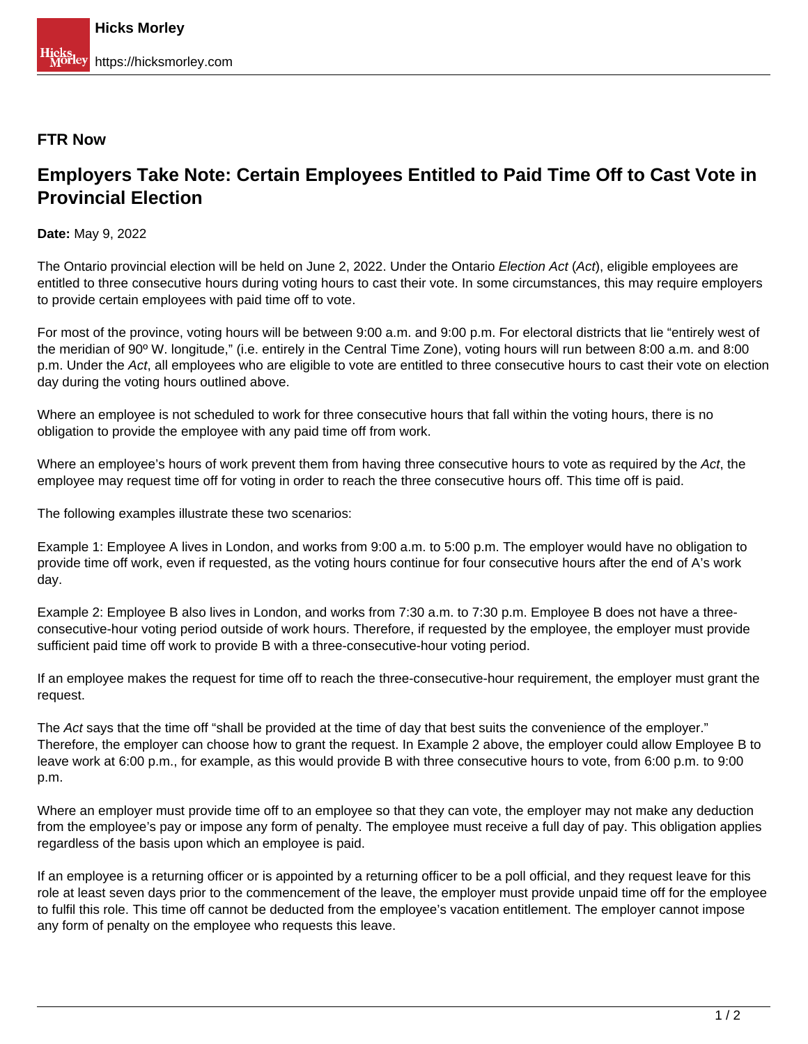**FTR Now**

# Employers Take Note: Certain Employees Entitled to Paid Time Off to Cast Vote in Provincial Election

**Date:** May 9, 2022

The Ontario provincial election will be held on June 2, 2022. Under the Ontario *Election Act* (*Act*), eligible employees are entitled to three consecutive hours during voting hours to cast their vote. In some circumstances, this may require employers to provide certain employees with paid time off to vote.

For most of the province, voting hours will be between 9:00 a.m. and 9:00 p.m. For electoral districts that lie "entirely west of the meridian of 90º W. longitude," (i.e. entirely in the Central Time Zone), voting hours will run between 8:00 a.m. and 8:00 p.m. Under the *Act*, all employees who are eligible to vote are entitled to three consecutive hours to cast their vote on election day during the voting hours outlined above.

Where an employee is not scheduled to work for three consecutive hours that fall within the voting hours, there is no obligation to provide the employee with any paid time off from work.

Where an employee's hours of work prevent them from having three consecutive hours to vote as required by the *Act*, the employee may request time off for voting in order to reach the three consecutive hours off. This time off is paid.

The following examples illustrate these two scenarios:

Example 1: Employee A lives in London, and works from 9:00 a.m. to 5:00 p.m. The employer would have no obligation to provide time off work, even if requested, as the voting hours continue for four consecutive hours after the end of A's work day.

Example 2: Employee B also lives in London, and works from 7:30 a.m. to 7:30 p.m. Employee B does not have a three-consecutive-hour voting period outside of work hours. Therefore, if requested by the employee, the employer must provide sufficient paid time off work to provide B with a three-consecutive-hour voting period.

If an employee makes the request for time off to reach the three-consecutive-hour requirement, the employer must grant the request.

The *Act* says that the time off "shall be provided at the time of day that best suits the convenience of the employer." Therefore, the employer can choose how to grant the request. In Example 2 above, the employer could allow Employee B to leave work at 6:00 p.m., for example, as this would provide B with three consecutive hours to vote, from 6:00 p.m. to 9:00 p.m.

Where an employer must provide time off to an employee so that they can vote, the employer may not make any deduction from the employee's pay or impose any form of penalty. The employee must receive a full day of pay. This obligation applies regardless of the basis upon which an employee is paid.

If an employee is a returning officer or is appointed by a returning officer to be a poll official, and they request leave for this role at least seven days prior to the commencement of the leave, the employer must provide unpaid time off for the employee to fulfil this role. This time off cannot be deducted from the employee's vacation entitlement. The employer cannot impose any form of penalty on the employee who requests this leave.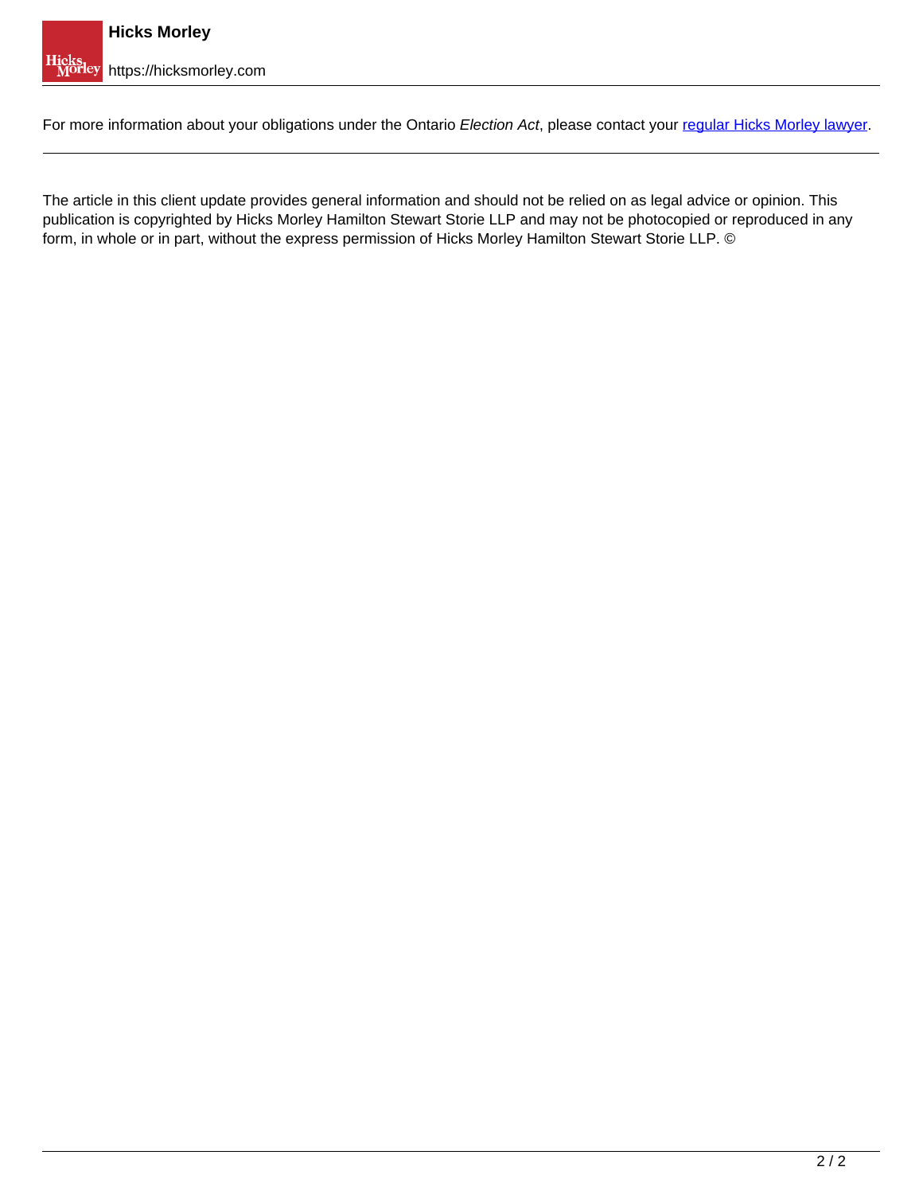For more information about your obligations under the Ontario *Election Act*, please contact your [regular Hicks Morley lawyer](https://hicksmorley.com).

---

The article in this client update provides general information and should not be relied on as legal advice or opinion. This publication is copyrighted by Hicks Morley Hamilton Stewart Storie LLP and may not be photocopied or reproduced in any form, in whole or in part, without the express permission of Hicks Morley Hamilton Stewart Storie LLP. ©